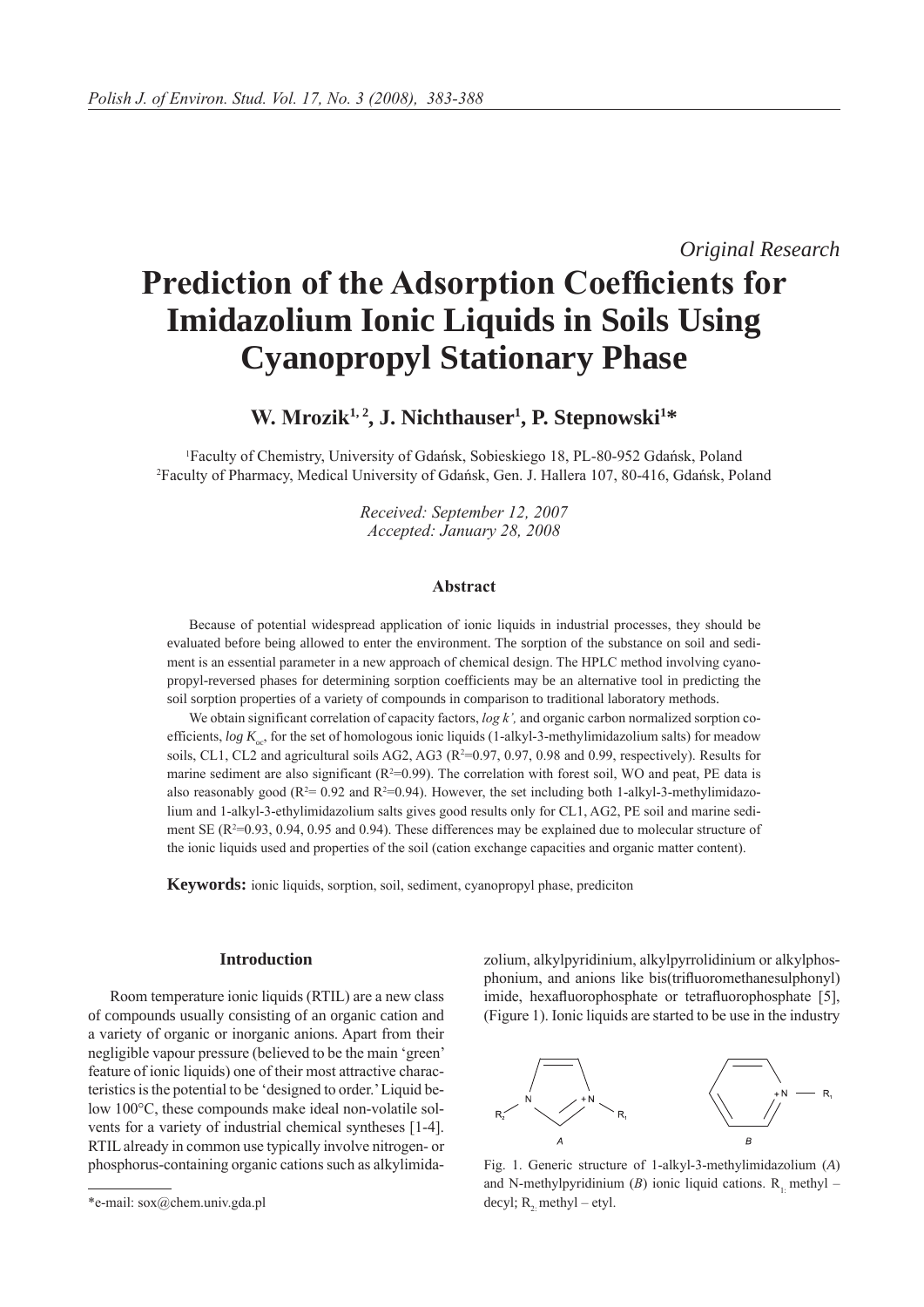*Original Research*

# Prediction of the Adsorption Coefficients for Imidazolium Ionic Liquids in Soils Using Cyanopropyl Stationary Phase

**W. Mrozik[1, 2], J. Nichthauser[1], P. Stepnowski[1]***

[1]Faculty of Chemistry, University of Gdańsk, Sobieskiego 18, PL-80-952 Gdańsk, Poland
[2]Faculty of Pharmacy, Medical University of Gdańsk, Gen. J. Hallera 107, 80-416, Gdańsk, Poland

*Received: September 12, 2007*
*Accepted: January 28, 2008*

### Abstract

Because of potential widespread application of ionic liquids in industrial processes, they should be evaluated before being allowed to enter the environment. The sorption of the substance on soil and sediment is an essential parameter in a new approach of chemical design. The HPLC method involving cyanopropyl-reversed phases for determining sorption coefficients may be an alternative tool in predicting the soil sorption properties of a variety of compounds in comparison to traditional laboratory methods.

We obtain significant correlation of capacity factors, *log k'*, and organic carbon normalized sorption coefficients, $log\ K_{oc}$, for the set of homologous ionic liquids (1-alkyl-3-methylimidazolium salts) for meadow soils, CL1, CL2 and agricultural soils AG2, AG3 ($R^2$=0.97, 0.97, 0.98 and 0.99, respectively). Results for marine sediment are also significant ($R^2$=0.99). The correlation with forest soil, WO and peat, PE data is also reasonably good ($R^2$= 0.92 and $R^2$=0.94). However, the set including both 1-alkyl-3-methylimidazolium and 1-alkyl-3-ethylimidazolium salts gives good results only for CL1, AG2, PE soil and marine sediment SE ($R^2$=0.93, 0.94, 0.95 and 0.94). These differences may be explained due to molecular structure of the ionic liquids used and properties of the soil (cation exchange capacities and organic matter content).

**Keywords:** ionic liquids, sorption, soil, sediment, cyanopropyl phase, prediciton

## Introduction

Room temperature ionic liquids (RTIL) are a new class of compounds usually consisting of an organic cation and a variety of organic or inorganic anions. Apart from their negligible vapour pressure (believed to be the main 'green' feature of ionic liquids) one of their most attractive characteristics is the potential to be 'designed to order.' Liquid below 100°C, these compounds make ideal non-volatile solvents for a variety of industrial chemical syntheses [1-4]. RTIL already in common use typically involve nitrogen- or phosphorus-containing organic cations such as alkylimidazolium, alkylpyridinium, alkylpyrrolidinium or alkylphosphonium, and anions like bis(trifluoromethanesulphonyl) imide, hexafluorophosphate or tetrafluorophosphate [5], (Figure 1). Ionic liquids are started to be use in the industry

Fig. 1. Generic structure of 1-alkyl-3-methylimidazolium (*A*) and N-methylpyridinium (*B*) ionic liquid cations. $R_1$: methyl – decyl; $R_2$: methyl – etyl.

*e-mail: sox@chem.univ.gda.pl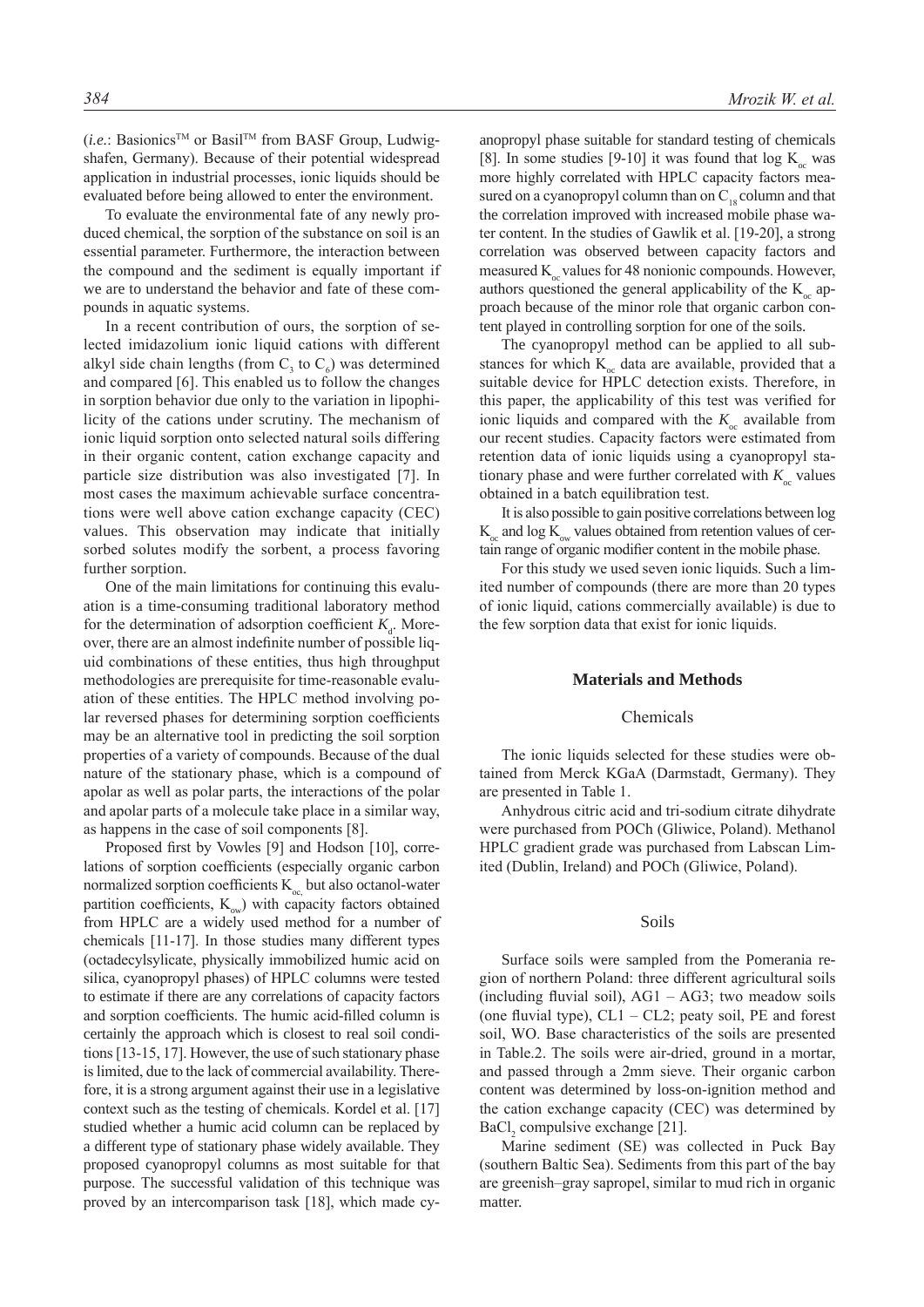(*i.e.*: Basionics™ or Basil™ from BASF Group, Ludwigshafen, Germany). Because of their potential widespread application in industrial processes, ionic liquids should be evaluated before being allowed to enter the environment.

To evaluate the environmental fate of any newly produced chemical, the sorption of the substance on soil is an essential parameter. Furthermore, the interaction between the compound and the sediment is equally important if we are to understand the behavior and fate of these compounds in aquatic systems.

In a recent contribution of ours, the sorption of selected imidazolium ionic liquid cations with different alkyl side chain lengths (from $C_3$ to $C_6$) was determined and compared [6]. This enabled us to follow the changes in sorption behavior due only to the variation in lipophilicity of the cations under scrutiny. The mechanism of ionic liquid sorption onto selected natural soils differing in their organic content, cation exchange capacity and particle size distribution was also investigated [7]. In most cases the maximum achievable surface concentrations were well above cation exchange capacity (CEC) values. This observation may indicate that initially sorbed solutes modify the sorbent, a process favoring further sorption.

One of the main limitations for continuing this evaluation is a time-consuming traditional laboratory method for the determination of adsorption coefficient $K_d$. Moreover, there are an almost indefinite number of possible liquid combinations of these entities, thus high throughput methodologies are prerequisite for time-reasonable evaluation of these entities. The HPLC method involving polar reversed phases for determining sorption coefficients may be an alternative tool in predicting the soil sorption properties of a variety of compounds. Because of the dual nature of the stationary phase, which is a compound of apolar as well as polar parts, the interactions of the polar and apolar parts of a molecule take place in a similar way, as happens in the case of soil components [8].

Proposed first by Vowles [9] and Hodson [10], correlations of sorption coefficients (especially organic carbon normalized sorption coefficients $K_{oc}$, but also octanol-water partition coefficients, $K_{ow}$) with capacity factors obtained from HPLC are a widely used method for a number of chemicals [11-17]. In those studies many different types (octadecylsylicate, physically immobilized humic acid on silica, cyanopropyl phases) of HPLC columns were tested to estimate if there are any correlations of capacity factors and sorption coefficients. The humic acid-filled column is certainly the approach which is closest to real soil conditions [13-15, 17]. However, the use of such stationary phase is limited, due to the lack of commercial availability. Therefore, it is a strong argument against their use in a legislative context such as the testing of chemicals. Kordel et al. [17] studied whether a humic acid column can be replaced by a different type of stationary phase widely available. They proposed cyanopropyl columns as most suitable for that purpose. The successful validation of this technique was proved by an intercomparison task [18], which made cyanopropyl phase suitable for standard testing of chemicals [8]. In some studies [9-10] it was found that log $K_{oc}$ was more highly correlated with HPLC capacity factors measured on a cyanopropyl column than on $C_{18}$ column and that the correlation improved with increased mobile phase water content. In the studies of Gawlik et al. [19-20], a strong correlation was observed between capacity factors and measured $K_{oc}$ values for 48 nonionic compounds. However, authors questioned the general applicability of the $K_{oc}$ approach because of the minor role that organic carbon content played in controlling sorption for one of the soils.

The cyanopropyl method can be applied to all substances for which $K_{oc}$ data are available, provided that a suitable device for HPLC detection exists. Therefore, in this paper, the applicability of this test was verified for ionic liquids and compared with the $K_{oc}$ available from our recent studies. Capacity factors were estimated from retention data of ionic liquids using a cyanopropyl stationary phase and were further correlated with $K_{oc}$ values obtained in a batch equilibration test.

It is also possible to gain positive correlations between log $K_{oc}$ and log $K_{ow}$ values obtained from retention values of certain range of organic modifier content in the mobile phase.

For this study we used seven ionic liquids. Such a limited number of compounds (there are more than 20 types of ionic liquid, cations commercially available) is due to the few sorption data that exist for ionic liquids.

## Materials and Methods

### Chemicals

The ionic liquids selected for these studies were obtained from Merck KGaA (Darmstadt, Germany). They are presented in Table 1.

Anhydrous citric acid and tri-sodium citrate dihydrate were purchased from POCh (Gliwice, Poland). Methanol HPLC gradient grade was purchased from Labscan Limited (Dublin, Ireland) and POCh (Gliwice, Poland).

### Soils

Surface soils were sampled from the Pomerania region of northern Poland: three different agricultural soils (including fluvial soil), AG1 – AG3; two meadow soils (one fluvial type), CL1 – CL2; peaty soil, PE and forest soil, WO. Base characteristics of the soils are presented in Table.2. The soils were air-dried, ground in a mortar, and passed through a 2mm sieve. Their organic carbon content was determined by loss-on-ignition method and the cation exchange capacity (CEC) was determined by $BaCl_2$ compulsive exchange [21].

Marine sediment (SE) was collected in Puck Bay (southern Baltic Sea). Sediments from this part of the bay are greenish–gray sapropel, similar to mud rich in organic matter.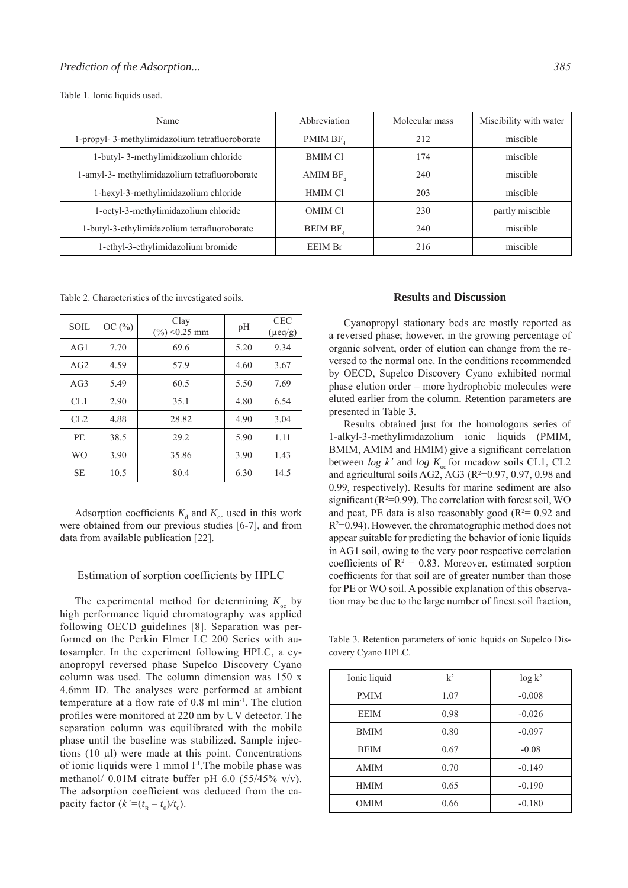Table 1. Ionic liquids used.

| Name | Abbreviation | Molecular mass | Miscibility with water |
|---|---|---|---|
| 1-propyl- 3-methylimidazolium tetrafluoroborate | PMIM $BF_4$ | 212 | miscible |
| 1-butyl- 3-methylimidazolium chloride | BMIM Cl | 174 | miscible |
| 1-amyl-3- methylimidazolium tetrafluoroborate | AMIM $BF_4$ | 240 | miscible |
| 1-hexyl-3-methylimidazolium chloride | HMIM Cl | 203 | miscible |
| 1-octyl-3-methylimidazolium chloride | OMIM Cl | 230 | partly miscible |
| 1-butyl-3-ethylimidazolium tetrafluoroborate | BEIM $BF_4$ | 240 | miscible |
| 1-ethyl-3-ethylimidazolium bromide | EEIM Br | 216 | miscible |

Table 2. Characteristics of the investigated soils.

| SOIL | OC (%) | Clay (%) <0.25 mm | pH | CEC (μeq/g) |
|---|---|---|---|---|
| AG1 | 7.70 | 69.6 | 5.20 | 9.34 |
| AG2 | 4.59 | 57.9 | 4.60 | 3.67 |
| AG3 | 5.49 | 60.5 | 5.50 | 7.69 |
| CL1 | 2.90 | 35.1 | 4.80 | 6.54 |
| CL2 | 4.88 | 28.82 | 4.90 | 3.04 |
| PE | 38.5 | 29.2 | 5.90 | 1.11 |
| WO | 3.90 | 35.86 | 3.90 | 1.43 |
| SE | 10.5 | 80.4 | 6.30 | 14.5 |

Adsorption coefficients $K_d$ and $K_{oc}$ used in this work were obtained from our previous studies [6-7], and from data from available publication [22].

### Estimation of sorption coefficients by HPLC

The experimental method for determining $K_{oc}$ by high performance liquid chromatography was applied following OECD guidelines [8]. Separation was performed on the Perkin Elmer LC 200 Series with autosampler. In the experiment following HPLC, a cyanopropyl reversed phase Supelco Discovery Cyano column was used. The column dimension was 150 x 4.6mm ID. The analyses were performed at ambient temperature at a flow rate of 0.8 ml $min^{-1}$. The elution profiles were monitored at 220 nm by UV detector. The separation column was equilibrated with the mobile phase until the baseline was stabilized. Sample injections (10 μl) were made at this point. Concentrations of ionic liquids were 1 mmol $l^{-1}$. The mobile phase was methanol/ 0.01M citrate buffer pH 6.0 (55/45% v/v). The adsorption coefficient was deduced from the capacity factor ($k'=(t_R - t_0)/t_0$).

## Results and Discussion

Cyanopropyl stationary beds are mostly reported as a reversed phase; however, in the growing percentage of organic solvent, order of elution can change from the reversed to the normal one. In the conditions recommended by OECD, Supelco Discovery Cyano exhibited normal phase elution order – more hydrophobic molecules were eluted earlier from the column. Retention parameters are presented in Table 3.

Results obtained just for the homologous series of 1-alkyl-3-methylimidazolium ionic liquids (PMIM, BMIM, AMIM and HMIM) give a significant correlation between *log k'* and *log* $K_{oc}$ for meadow soils CL1, CL2 and agricultural soils AG2, AG3 ($R^2$=0.97, 0.97, 0.98 and 0.99, respectively). Results for marine sediment are also significant ($R^2$=0.99). The correlation with forest soil, WO and peat, PE data is also reasonably good ($R^2$= 0.92 and $R^2$=0.94). However, the chromatographic method does not appear suitable for predicting the behavior of ionic liquids in AG1 soil, owing to the very poor respective correlation coefficients of $R^2$ = 0.83. Moreover, estimated sorption coefficients for that soil are of greater number than those for PE or WO soil. A possible explanation of this observation may be due to the large number of finest soil fraction,

Table 3. Retention parameters of ionic liquids on Supelco Discovery Cyano HPLC.

| Ionic liquid | k' | log k' |
|---|---|---|
| PMIM | 1.07 | -0.008 |
| EEIM | 0.98 | -0.026 |
| BMIM | 0.80 | -0.097 |
| BEIM | 0.67 | -0.08 |
| AMIM | 0.70 | -0.149 |
| HMIM | 0.65 | -0.190 |
| OMIM | 0.66 | -0.180 |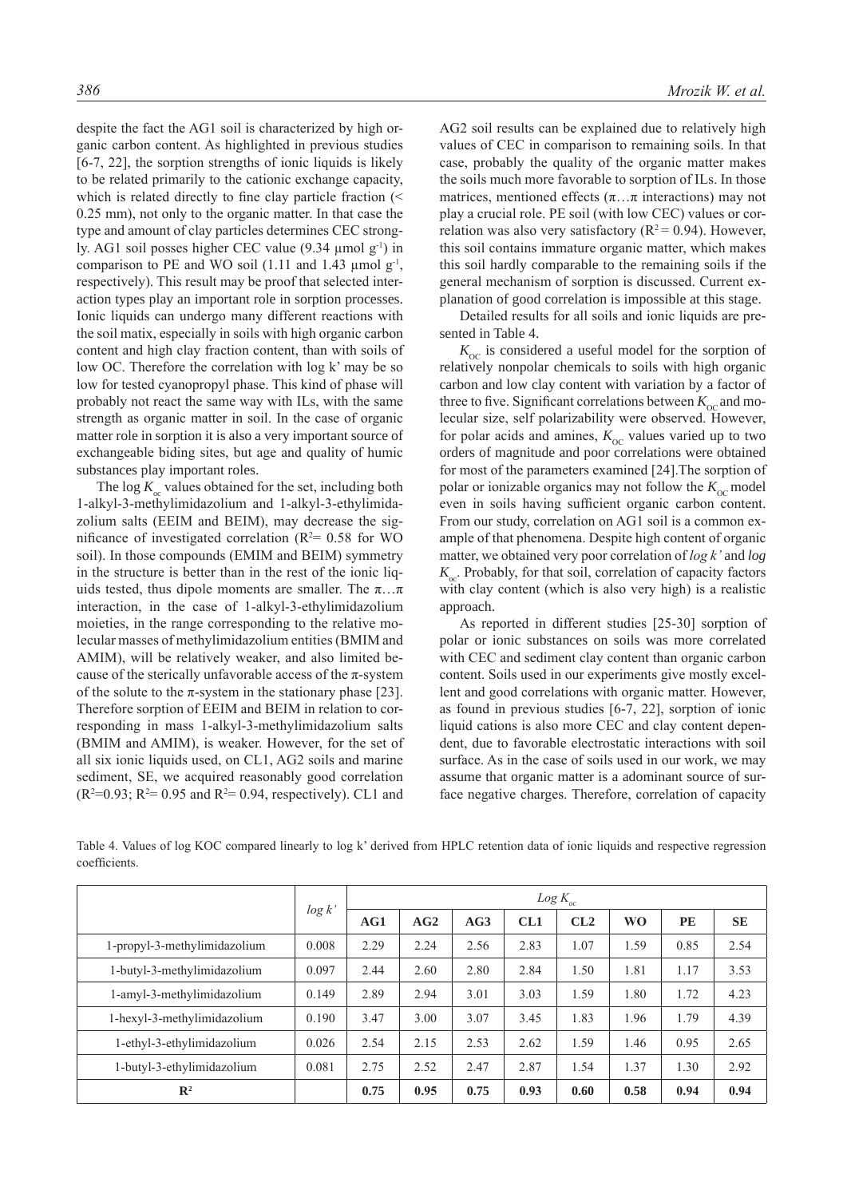despite the fact the AG1 soil is characterized by high organic carbon content. As highlighted in previous studies [6-7, 22], the sorption strengths of ionic liquids is likely to be related primarily to the cationic exchange capacity, which is related directly to fine clay particle fraction (< 0.25 mm), not only to the organic matter. In that case the type and amount of clay particles determines CEC strongly. AG1 soil posses higher CEC value (9.34 μmol $g^{-1}$) in comparison to PE and WO soil (1.11 and 1.43 μmol $g^{-1}$, respectively). This result may be proof that selected interaction types play an important role in sorption processes. Ionic liquids can undergo many different reactions with the soil matix, especially in soils with high organic carbon content and high clay fraction content, than with soils of low OC. Therefore the correlation with log k' may be so low for tested cyanopropyl phase. This kind of phase will probably not react the same way with ILs, with the same strength as organic matter in soil. In the case of organic matter role in sorption it is also a very important source of exchangeable biding sites, but age and quality of humic substances play important roles.

The log $K_{oc}$ values obtained for the set, including both 1-alkyl-3-methylimidazolium and 1-alkyl-3-ethylimidazolium salts (EEIM and BEIM), may decrease the significance of investigated correlation ($R^2$= 0.58 for WO soil). In those compounds (EMIM and BEIM) symmetry in the structure is better than in the rest of the ionic liquids tested, thus dipole moments are smaller. The π…π interaction, in the case of 1-alkyl-3-ethylimidazolium moieties, in the range corresponding to the relative molecular masses of methylimidazolium entities (BMIM and AMIM), will be relatively weaker, and also limited because of the sterically unfavorable access of the π-system of the solute to the π-system in the stationary phase [23]. Therefore sorption of EEIM and BEIM in relation to corresponding in mass 1-alkyl-3-methylimidazolium salts (BMIM and AMIM), is weaker. However, for the set of all six ionic liquids used, on CL1, AG2 soils and marine sediment, SE, we acquired reasonably good correlation ($R^2$=0.93; $R^2$= 0.95 and $R^2$= 0.94, respectively). CL1 and AG2 soil results can be explained due to relatively high values of CEC in comparison to remaining soils. In that case, probably the quality of the organic matter makes the soils much more favorable to sorption of ILs. In those matrices, mentioned effects (π…π interactions) may not play a crucial role. PE soil (with low CEC) values or correlation was also very satisfactory ($R^2$ = 0.94). However, this soil contains immature organic matter, which makes this soil hardly comparable to the remaining soils if the general mechanism of sorption is discussed. Current explanation of good correlation is impossible at this stage.

Detailed results for all soils and ionic liquids are presented in Table 4.

$K_{OC}$ is considered a useful model for the sorption of relatively nonpolar chemicals to soils with high organic carbon and low clay content with variation by a factor of three to five. Significant correlations between $K_{OC}$ and molecular size, self polarizability were observed. However, for polar acids and amines, $K_{OC}$ values varied up to two orders of magnitude and poor correlations were obtained for most of the parameters examined [24].The sorption of polar or ionizable organics may not follow the $K_{OC}$ model even in soils having sufficient organic carbon content. From our study, correlation on AG1 soil is a common example of that phenomena. Despite high content of organic matter, we obtained very poor correlation of *log k'* and *log* $K_{oc}$. Probably, for that soil, correlation of capacity factors with clay content (which is also very high) is a realistic approach.

As reported in different studies [25-30] sorption of polar or ionic substances on soils was more correlated with CEC and sediment clay content than organic carbon content. Soils used in our experiments give mostly excellent and good correlations with organic matter. However, as found in previous studies [6-7, 22], sorption of ionic liquid cations is also more CEC and clay content dependent, due to favorable electrostatic interactions with soil surface. As in the case of soils used in our work, we may assume that organic matter is a adominant source of surface negative charges. Therefore, correlation of capacity

Table 4. Values of log KOC compared linearly to log k' derived from HPLC retention data of ionic liquids and respective regression coefficients.

| | *log k'* | *Log* $K_{oc}$ | | | | | | | |
|---|---|---|---|---|---|---|---|---|---|
| | | **AG1** | **AG2** | **AG3** | **CL1** | **CL2** | **WO** | **PE** | **SE** |
| 1-propyl-3-methylimidazolium | 0.008 | 2.29 | 2.24 | 2.56 | 2.83 | 1.07 | 1.59 | 0.85 | 2.54 |
| 1-butyl-3-methylimidazolium | 0.097 | 2.44 | 2.60 | 2.80 | 2.84 | 1.50 | 1.81 | 1.17 | 3.53 |
| 1-amyl-3-methylimidazolium | 0.149 | 2.89 | 2.94 | 3.01 | 3.03 | 1.59 | 1.80 | 1.72 | 4.23 |
| 1-hexyl-3-methylimidazolium | 0.190 | 3.47 | 3.00 | 3.07 | 3.45 | 1.83 | 1.96 | 1.79 | 4.39 |
| 1-ethyl-3-ethylimidazolium | 0.026 | 2.54 | 2.15 | 2.53 | 2.62 | 1.59 | 1.46 | 0.95 | 2.65 |
| 1-butyl-3-ethylimidazolium | 0.081 | 2.75 | 2.52 | 2.47 | 2.87 | 1.54 | 1.37 | 1.30 | 2.92 |
| **$R^2$** | | **0.75** | **0.95** | **0.75** | **0.93** | **0.60** | **0.58** | **0.94** | **0.94** |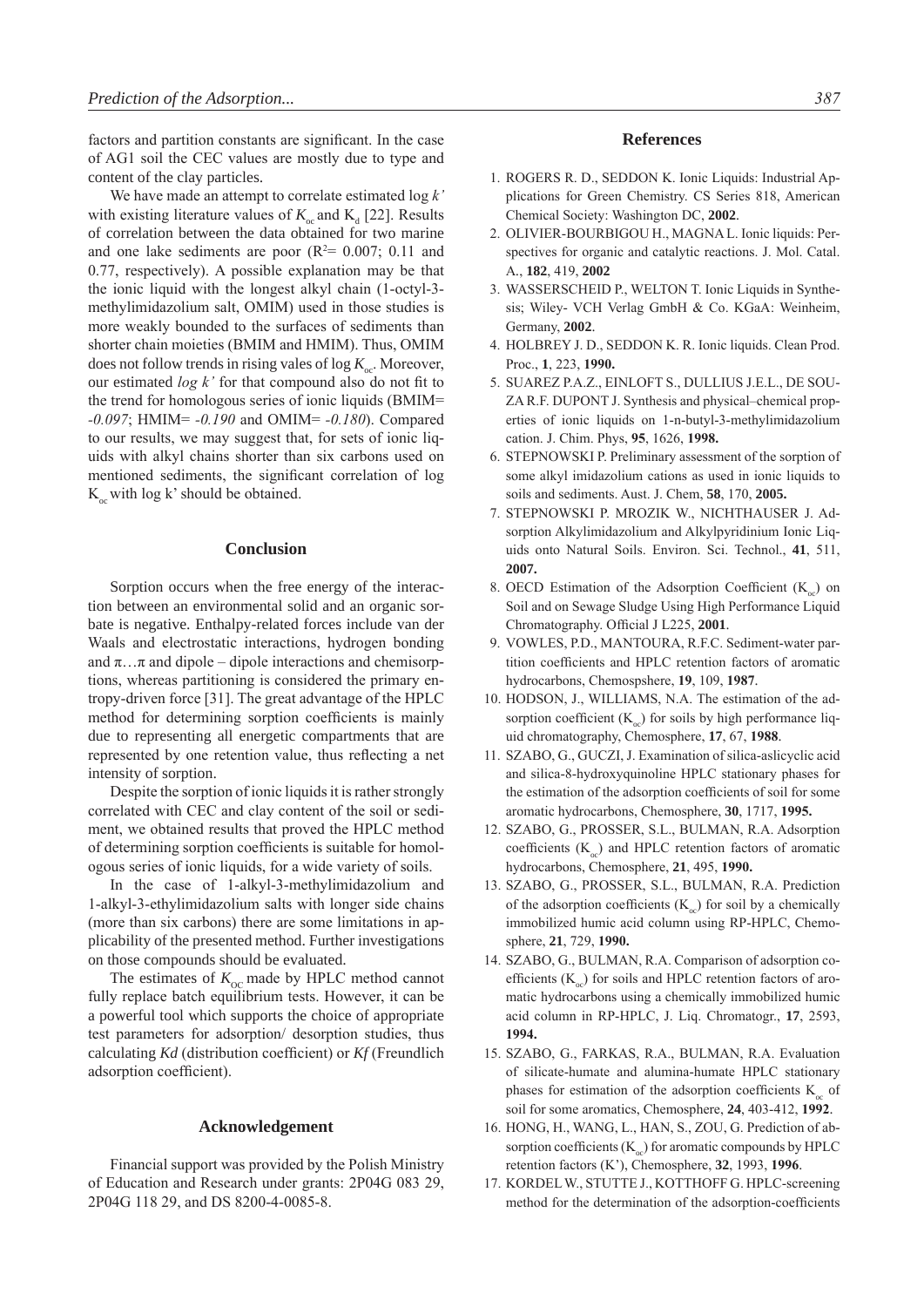factors and partition constants are significant. In the case of AG1 soil the CEC values are mostly due to type and content of the clay particles.

We have made an attempt to correlate estimated log *k'* with existing literature values of $K_{oc}$ and $K_d$ [22]. Results of correlation between the data obtained for two marine and one lake sediments are poor ($R^2$= 0.007; 0.11 and 0.77, respectively). A possible explanation may be that the ionic liquid with the longest alkyl chain (1-octyl-3-methylimidazolium salt, OMIM) used in those studies is more weakly bounded to the surfaces of sediments than shorter chain moieties (BMIM and HMIM). Thus, OMIM does not follow trends in rising vales of log $K_{oc}$. Moreover, our estimated *log k'* for that compound also do not fit to the trend for homologous series of ionic liquids (BMIM= *-0.097*; HMIM= *-0.190* and OMIM= *-0.180*). Compared to our results, we may suggest that, for sets of ionic liquids with alkyl chains shorter than six carbons used on mentioned sediments, the significant correlation of log $K_{oc}$ with log k' should be obtained.

## Conclusion

Sorption occurs when the free energy of the interaction between an environmental solid and an organic sorbate is negative. Enthalpy-related forces include van der Waals and electrostatic interactions, hydrogen bonding and $\pi\ldots\pi$ and dipole – dipole interactions and chemisorptions, whereas partitioning is considered the primary entropy-driven force [31]. The great advantage of the HPLC method for determining sorption coefficients is mainly due to representing all energetic compartments that are represented by one retention value, thus reflecting a net intensity of sorption.

Despite the sorption of ionic liquids it is rather strongly correlated with CEC and clay content of the soil or sediment, we obtained results that proved the HPLC method of determining sorption coefficients is suitable for homologous series of ionic liquids, for a wide variety of soils.

In the case of 1-alkyl-3-methylimidazolium and 1-alkyl-3-ethylimidazolium salts with longer side chains (more than six carbons) there are some limitations in applicability of the presented method. Further investigations on those compounds should be evaluated.

The estimates of $K_{OC}$ made by HPLC method cannot fully replace batch equilibrium tests. However, it can be a powerful tool which supports the choice of appropriate test parameters for adsorption/ desorption studies, thus calculating *Kd* (distribution coefficient) or *Kf* (Freundlich adsorption coefficient).

## Acknowledgement

Financial support was provided by the Polish Ministry of Education and Research under grants: 2P04G 083 29, 2P04G 118 29, and DS 8200-4-0085-8.

## References

1. ROGERS R. D., SEDDON K. Ionic Liquids: Industrial Applications for Green Chemistry. CS Series 818, American Chemical Society: Washington DC, **2002**.
2. OLIVIER-BOURBIGOU H., MAGNA L. Ionic liquids: Perspectives for organic and catalytic reactions. J. Mol. Catal. A., **182**, 419, **2002**
3. WASSERSCHEID P., WELTON T. Ionic Liquids in Synthesis; Wiley- VCH Verlag GmbH & Co. KGaA: Weinheim, Germany, **2002**.
4. HOLBREY J. D., SEDDON K. R. Ionic liquids. Clean Prod. Proc., **1**, 223, **1990.**
5. SUAREZ P.A.Z., EINLOFT S., DULLIUS J.E.L., DE SOUZA R.F. DUPONT J. Synthesis and physical–chemical properties of ionic liquids on 1-n-butyl-3-methylimidazolium cation. J. Chim. Phys, **95**, 1626, **1998.**
6. STEPNOWSKI P. Preliminary assessment of the sorption of some alkyl imidazolium cations as used in ionic liquids to soils and sediments. Aust. J. Chem, **58**, 170, **2005.**
7. STEPNOWSKI P. MROZIK W., NICHTHAUSER J. Adsorption Alkylimidazolium and Alkylpyridinium Ionic Liquids onto Natural Soils. Environ. Sci. Technol., **41**, 511, **2007.**
8. OECD Estimation of the Adsorption Coefficient ($K_{oc}$) on Soil and on Sewage Sludge Using High Performance Liquid Chromatography. Official J L225, **2001**.
9. VOWLES, P.D., MANTOURA, R.F.C. Sediment-water partition coefficients and HPLC retention factors of aromatic hydrocarbons, Chemospshere, **19**, 109, **1987**.
10. HODSON, J., WILLIAMS, N.A. The estimation of the adsorption coefficient ($K_{oc}$) for soils by high performance liquid chromatography, Chemosphere, **17**, 67, **1988**.
11. SZABO, G., GUCZI, J. Examination of silica-aslicyclic acid and silica-8-hydroxyquinoline HPLC stationary phases for the estimation of the adsorption coefficients of soil for some aromatic hydrocarbons, Chemosphere, **30**, 1717, **1995.**
12. SZABO, G., PROSSER, S.L., BULMAN, R.A. Adsorption coefficients ($K_{oc}$) and HPLC retention factors of aromatic hydrocarbons, Chemosphere, **21**, 495, **1990.**
13. SZABO, G., PROSSER, S.L., BULMAN, R.A. Prediction of the adsorption coefficients ($K_{oc}$) for soil by a chemically immobilized humic acid column using RP-HPLC, Chemosphere, **21**, 729, **1990.**
14. SZABO, G., BULMAN, R.A. Comparison of adsorption coefficients ($K_{oc}$) for soils and HPLC retention factors of aromatic hydrocarbons using a chemically immobilized humic acid column in RP-HPLC, J. Liq. Chromatogr., **17**, 2593, **1994.**
15. SZABO, G., FARKAS, R.A., BULMAN, R.A. Evaluation of silicate-humate and alumina-humate HPLC stationary phases for estimation of the adsorption coefficients $K_{oc}$ of soil for some aromatics, Chemosphere, **24**, 403-412, **1992**.
16. HONG, H., WANG, L., HAN, S., ZOU, G. Prediction of adsorption coefficients ($K_{oc}$) for aromatic compounds by HPLC retention factors (K'), Chemosphere, **32**, 1993, **1996**.
17. KORDEL W., STUTTE J., KOTTHOFF G. HPLC-screening method for the determination of the adsorption-coefficients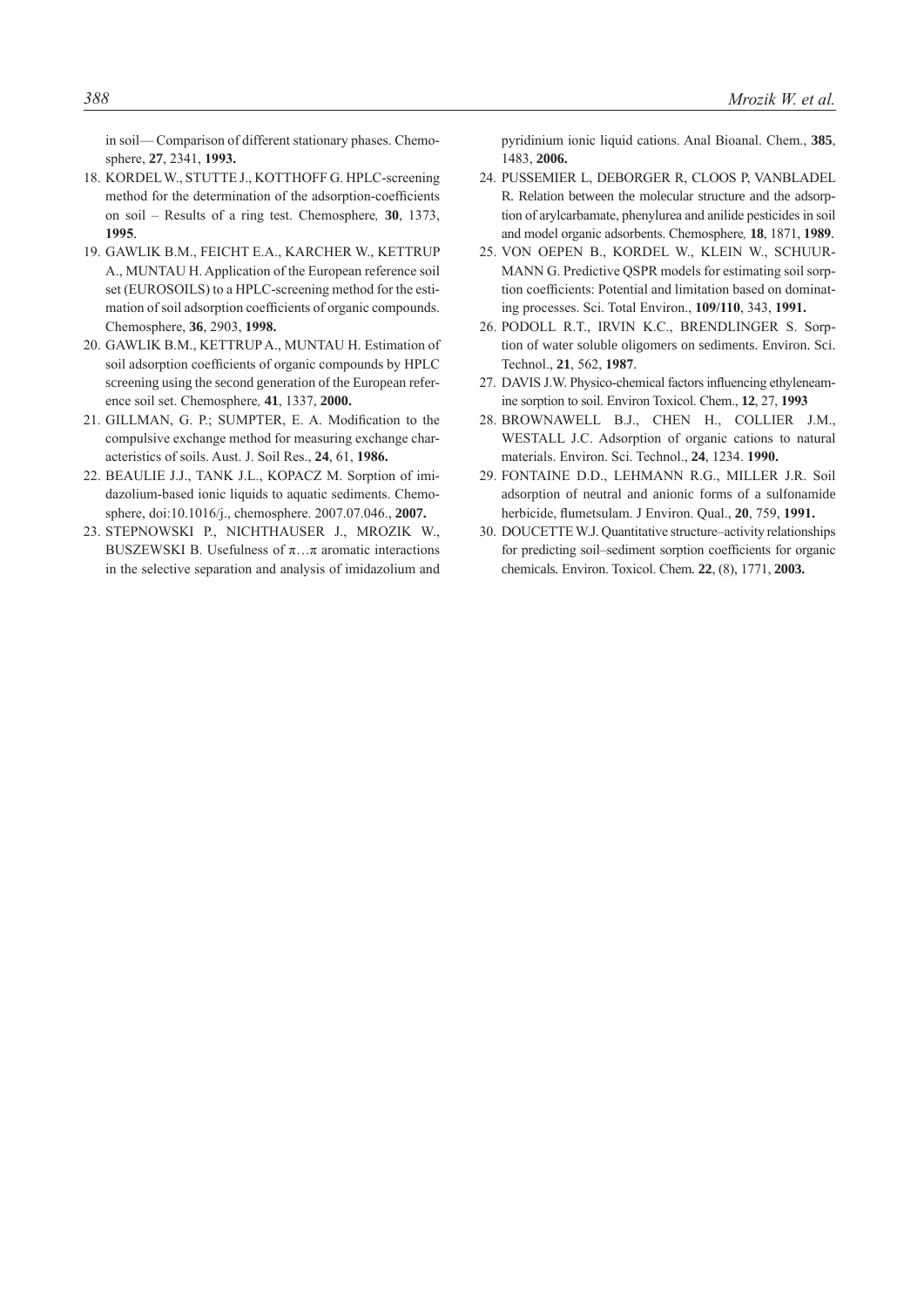in soil— Comparison of different stationary phases. Chemosphere, **27**, 2341, **1993.**

18. KORDEL W., STUTTE J., KOTTHOFF G. HPLC-screening method for the determination of the adsorption-coefficients on soil – Results of a ring test. Chemosphere*,* **30**, 1373, **1995**.
19. GAWLIK B.M., FEICHT E.A., KARCHER W., KETTRUP A., MUNTAU H. Application of the European reference soil set (EUROSOILS) to a HPLC-screening method for the estimation of soil adsorption coefficients of organic compounds. Chemosphere, **36**, 2903, **1998.**
20. GAWLIK B.M., KETTRUP A., MUNTAU H. Estimation of soil adsorption coefficients of organic compounds by HPLC screening using the second generation of the European reference soil set. Chemosphere*,* **41**, 1337, **2000.**
21. GILLMAN, G. P.; SUMPTER, E. A. Modification to the compulsive exchange method for measuring exchange characteristics of soils. Aust. J. Soil Res., **24**, 61, **1986.**
22. BEAULIE J.J., TANK J.L., KOPACZ M. Sorption of imidazolium-based ionic liquids to aquatic sediments. Chemosphere, doi:10.1016/j., chemosphere. 2007.07.046., **2007.**
23. STEPNOWSKI P., NICHTHAUSER J., MROZIK W., BUSZEWSKI B. Usefulness of $\pi \ldots \pi$ aromatic interactions in the selective separation and analysis of imidazolium and pyridinium ionic liquid cations. Anal Bioanal. Chem., **385**, 1483, **2006.**
24. PUSSEMIER L, DEBORGER R, CLOOS P, VANBLADEL R. Relation between the molecular structure and the adsorption of arylcarbamate, phenylurea and anilide pesticides in soil and model organic adsorbents. Chemosphere*,* **18**, 1871, **1989**.
25. VON OEPEN B., KORDEL W., KLEIN W., SCHUURMANN G. Predictive QSPR models for estimating soil sorption coefficients: Potential and limitation based on dominating processes. Sci. Total Environ., **109/110**, 343, **1991.**
26. PODOLL R.T., IRVIN K.C., BRENDLINGER S. Sorption of water soluble oligomers on sediments. Environ. Sci. Technol., **21**, 562, **1987**.
27. DAVIS J.W. Physico-chemical factors influencing ethyleneamine sorption to soil. Environ Toxicol. Chem., **12**, 27, **1993**
28. BROWNAWELL B.J., CHEN H., COLLIER J.M., WESTALL J.C. Adsorption of organic cations to natural materials. Environ. Sci. Technol., **24**, 1234. **1990.**
29. FONTAINE D.D., LEHMANN R.G., MILLER J.R. Soil adsorption of neutral and anionic forms of a sulfonamide herbicide, flumetsulam. J Environ. Qual., **20**, 759, **1991.**
30. DOUCETTE W.J. Quantitative structure–activity relationships for predicting soil–sediment sorption coefficients for organic chemicals. Environ. Toxicol. Chem. **22**, (8), 1771, **2003.**